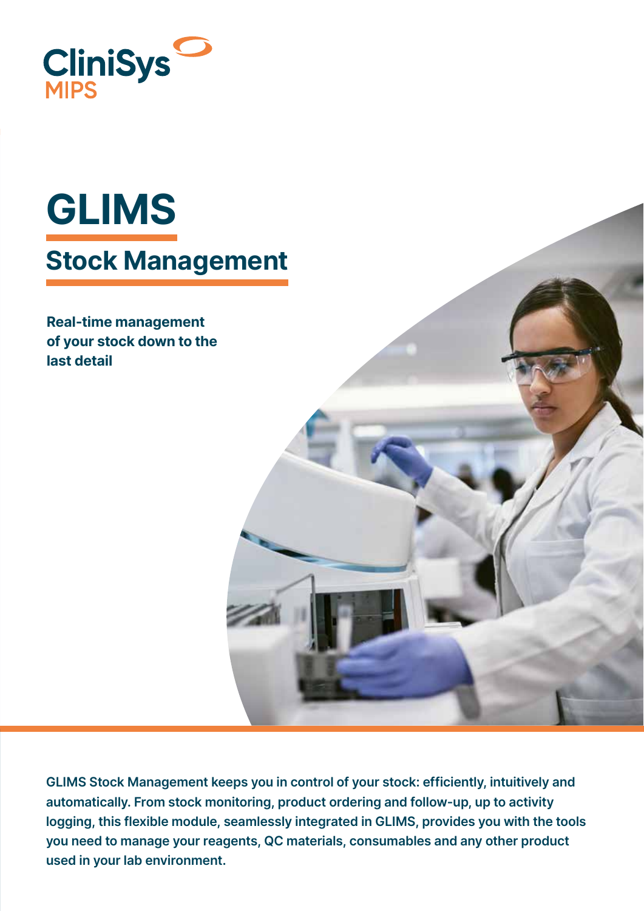CliniSys MIPS

# GLIMS

## Stock Management

**Real-time management of your stock down to the last detail**

**GLIMS Stock Management keeps you in control of your stock: efficiently, intuitively and automatically. From stock monitoring, product ordering and follow-up, up to activity logging, this flexible module, seamlessly integrated in GLIMS, provides you with the tools you need to manage your reagents, QC materials, consumables and any other product used in your lab environment.**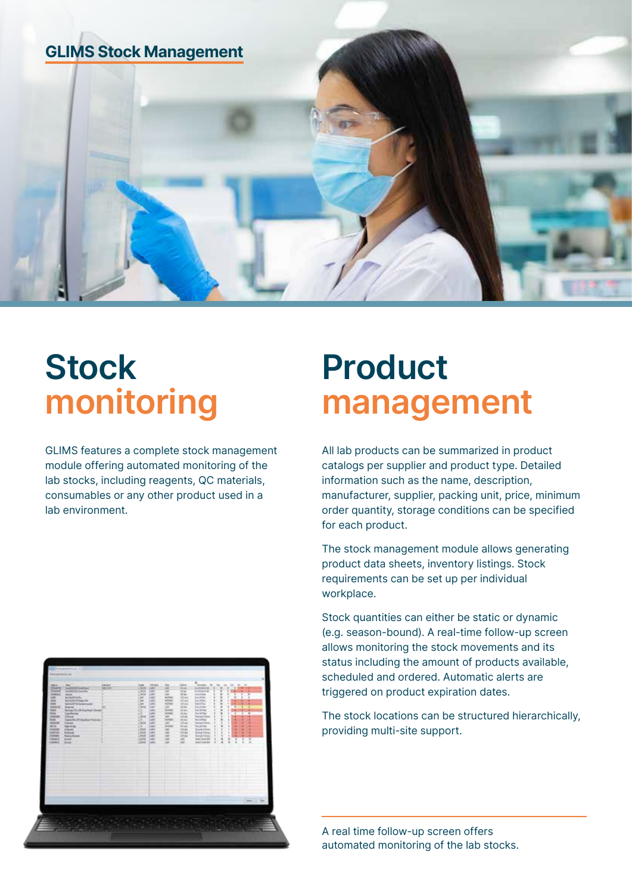## GLIMS Stock Management

# Stock monitoring

GLIMS features a complete stock management module offering automated monitoring of the lab stocks, including reagents, QC materials, consumables or any other product used in a lab environment.

# Product management

All lab products can be summarized in product catalogs per supplier and product type. Detailed information such as the name, description, manufacturer, supplier, packing unit, price, minimum order quantity, storage conditions can be specified for each product.

The stock management module allows generating product data sheets, inventory listings. Stock requirements can be set up per individual workplace.

Stock quantities can either be static or dynamic (e.g. season-bound). A real-time follow-up screen allows monitoring the stock movements and its status including the amount of products available, scheduled and ordered. Automatic alerts are triggered on product expiration dates.

The stock locations can be structured hierarchically, providing multi-site support.

A real time follow-up screen offers automated monitoring of the lab stocks.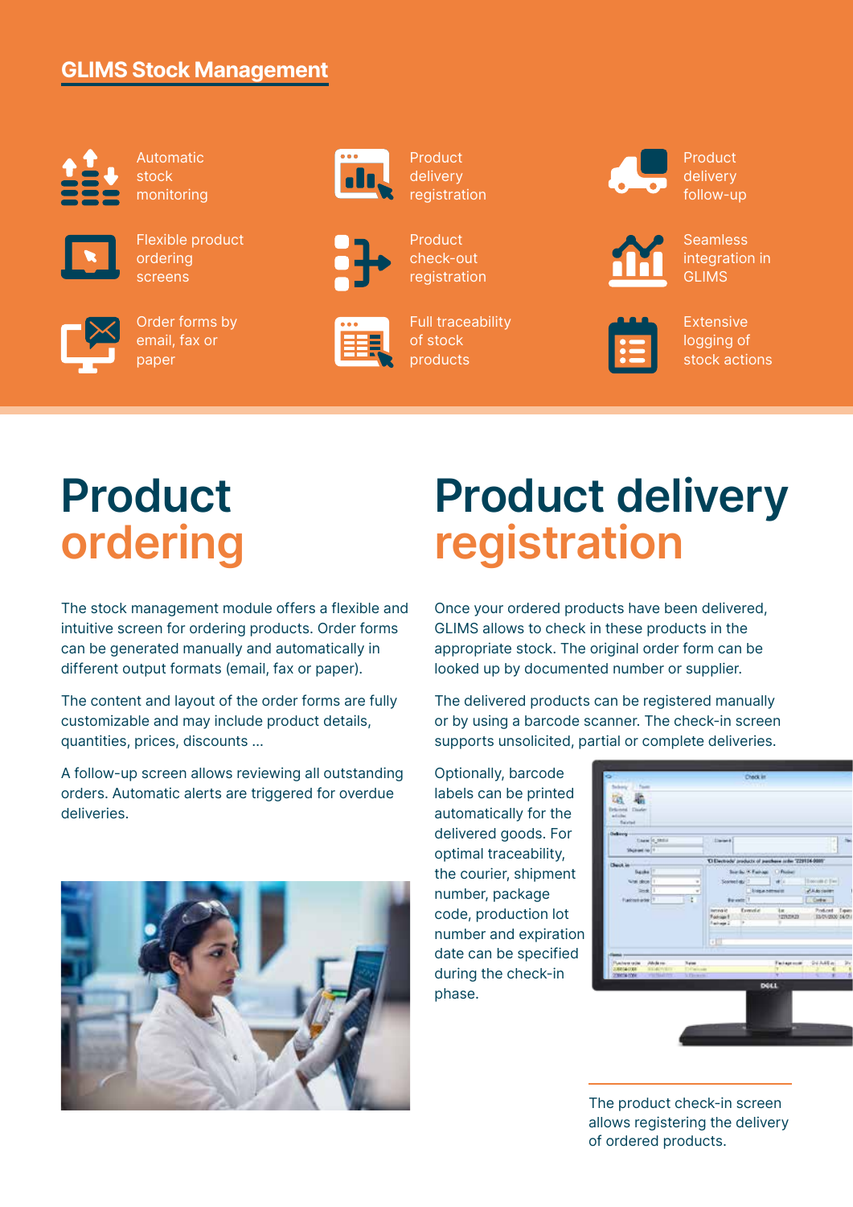## GLIMS Stock Management

- Automatic stock monitoring
- Product delivery registration
- Product delivery follow-up
- Flexible product ordering screens
- Product check-out registration
- Seamless integration in GLIMS
- Order forms by email, fax or paper
- Full traceability of stock products
- Extensive logging of stock actions

# Product ordering

The stock management module offers a flexible and intuitive screen for ordering products. Order forms can be generated manually and automatically in different output formats (email, fax or paper).

The content and layout of the order forms are fully customizable and may include product details, quantities, prices, discounts ...

A follow-up screen allows reviewing all outstanding orders. Automatic alerts are triggered for overdue deliveries.

# Product delivery registration

Once your ordered products have been delivered, GLIMS allows to check in these products in the appropriate stock. The original order form can be looked up by documented number or supplier.

The delivered products can be registered manually or by using a barcode scanner. The check-in screen supports unsolicited, partial or complete deliveries.

Optionally, barcode labels can be printed automatically for the delivered goods. For optimal traceability, the courier, shipment number, package code, production lot number and expiration date can be specified during the check-in phase.

The product check-in screen allows registering the delivery of ordered products.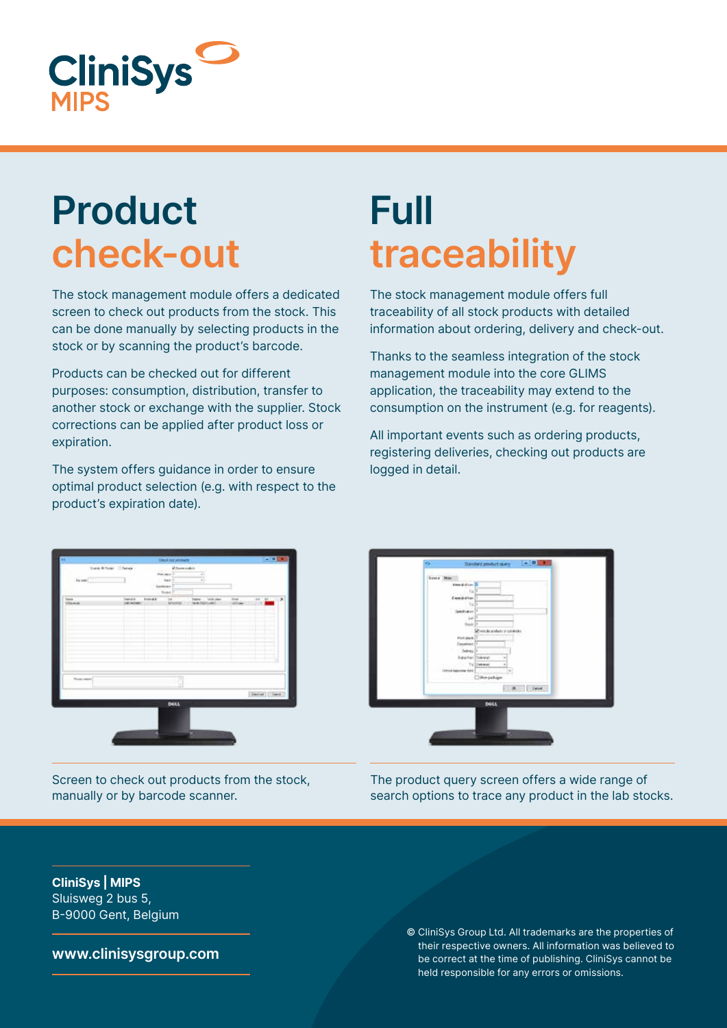# Product check-out

The stock management module offers a dedicated screen to check out products from the stock. This can be done manually by selecting products in the stock or by scanning the product's barcode.

Products can be checked out for different purposes: consumption, distribution, transfer to another stock or exchange with the supplier. Stock corrections can be applied after product loss or expiration.

The system offers guidance in order to ensure optimal product selection (e.g. with respect to the product's expiration date).

# Full traceability

The stock management module offers full traceability of all stock products with detailed information about ordering, delivery and check-out.

Thanks to the seamless integration of the stock management module into the core GLIMS application, the traceability may extend to the consumption on the instrument (e.g. for reagents).

All important events such as ordering products, registering deliveries, checking out products are logged in detail.

Screen to check out products from the stock, manually or by barcode scanner.

The product query screen offers a wide range of search options to trace any product in the lab stocks.

**CliniSys | MIPS**
Sluisweg 2 bus 5,
B-9000 Gent, Belgium

**www.clinisysgroup.com**

© CliniSys Group Ltd. All trademarks are the properties of their respective owners. All information was believed to be correct at the time of publishing. CliniSys cannot be held responsible for any errors or omissions.